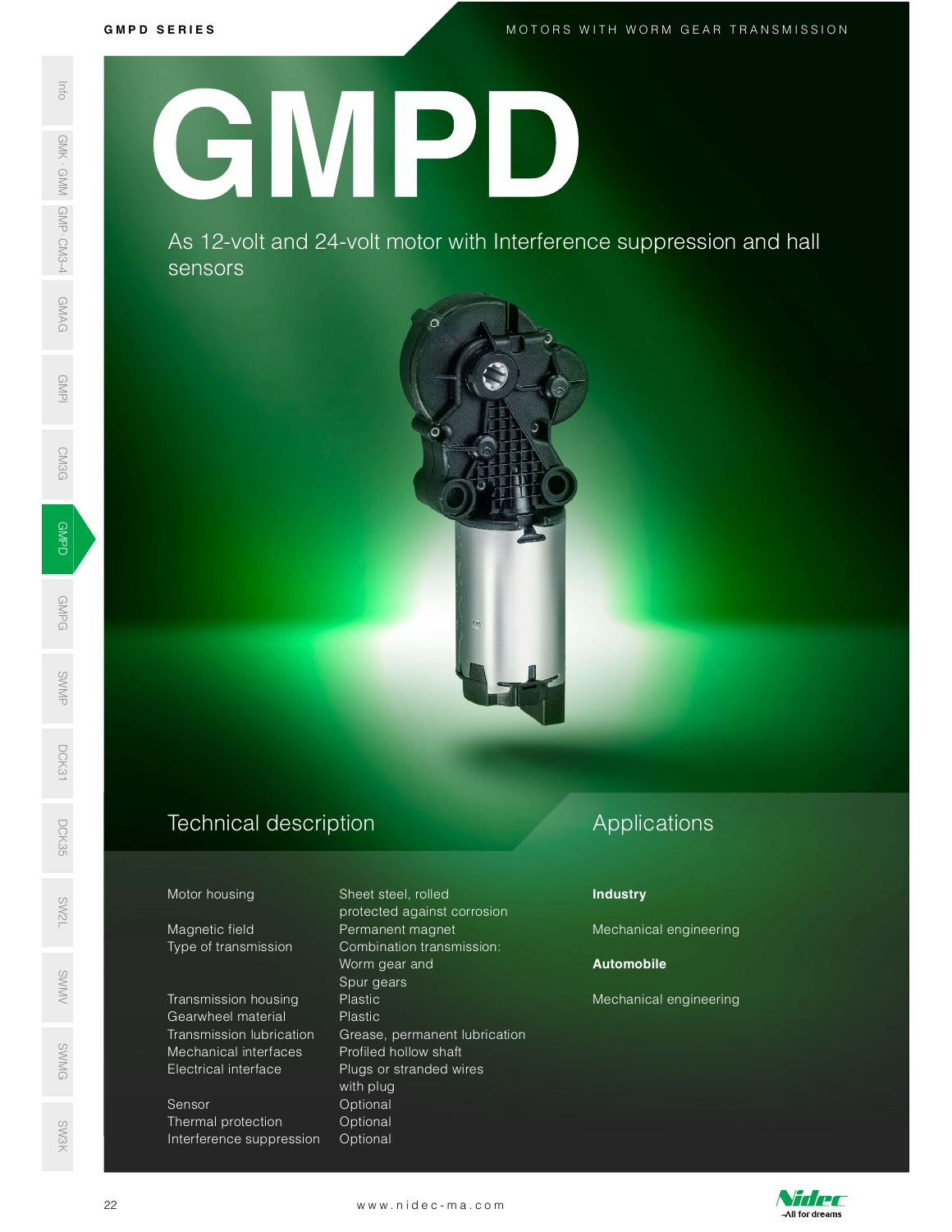# GMPD

As 12-volt and 24-volt motor with Interference suppression and hall sensors

## Technical description

| | |
|---|---|
| Motor housing | Sheet steel, rolled protected against corrosion |
| Magnetic field | Permanent magnet |
| Type of transmission | Combination transmission: Worm gear and Spur gears |
| Transmission housing | Plastic |
| Gearwheel material | Plastic |
| Transmission lubrication | Grease, permanent lubrication |
| Mechanical interfaces | Profiled hollow shaft |
| Electrical interface | Plugs or stranded wires with plug |
| Sensor | Optional |
| Thermal protection | Optional |
| Interference suppression | Optional |

## Applications

**Industry**

Mechanical engineering

**Automobile**

Mechanical engineering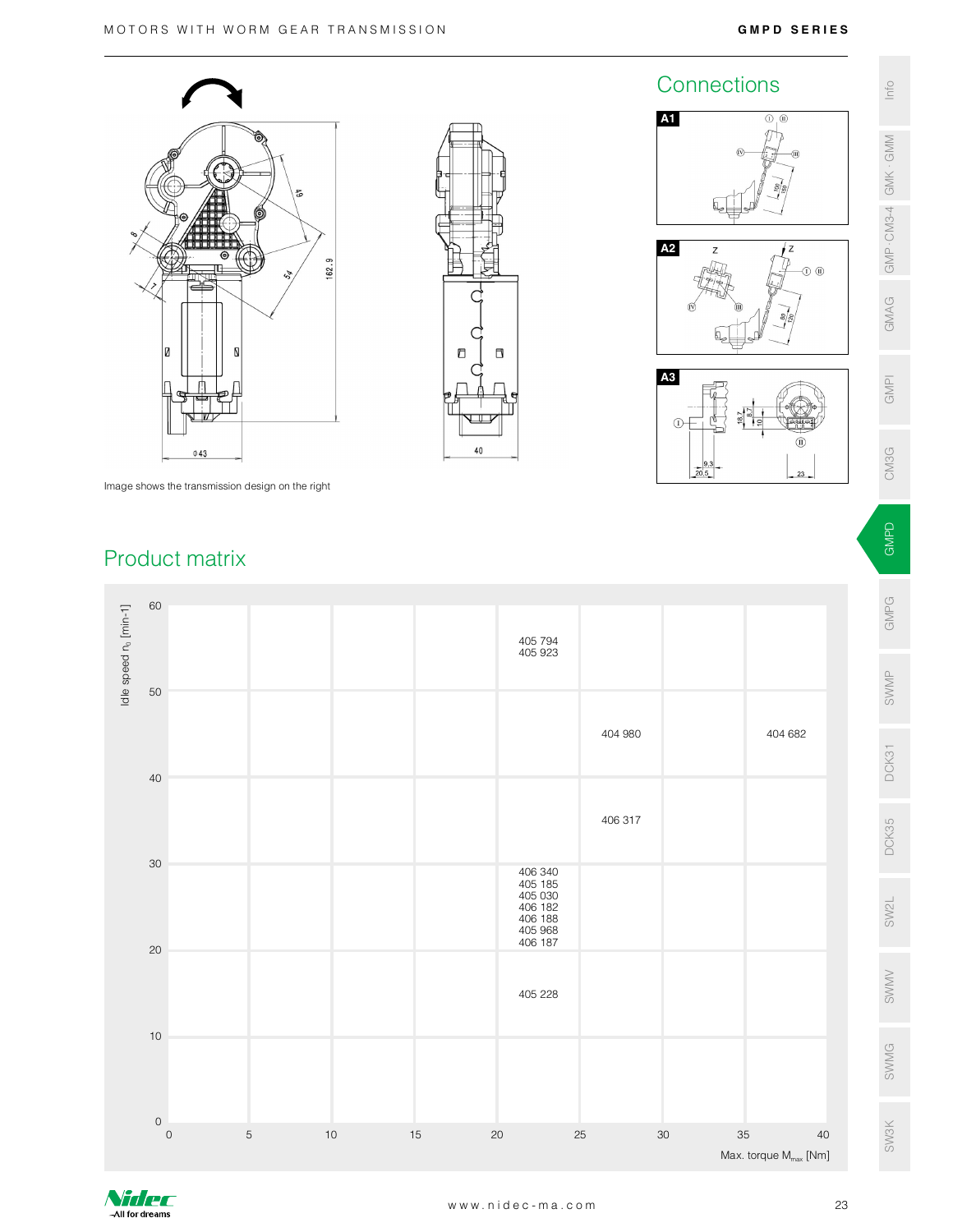Image shows the transmission design on the right

## Connections

**A1**

**A2**

**A3**

## Product matrix

| Idle speed $n_0$ [min-1] \ Max. torque $M_{max}$ [Nm] | 0–5 | 5–10 | 10–15 | 15–20 | 20–25 | 25–30 | 30–35 | 35–40 |
|---|---|---|---|---|---|---|---|---|
| 50–60 | | | | | 405 794<br>405 923 | | | |
| 40–50 | | | | | | 404 980 | | 404 682 |
| 30–40 | | | | | | 406 317 | | |
| 20–30 | | | | | 406 340<br>405 185<br>405 030<br>406 182<br>406 188<br>405 968<br>406 187 | | | |
| 10–20 | | | | | 405 228 | | | |
| 0–10 | | | | | | | | |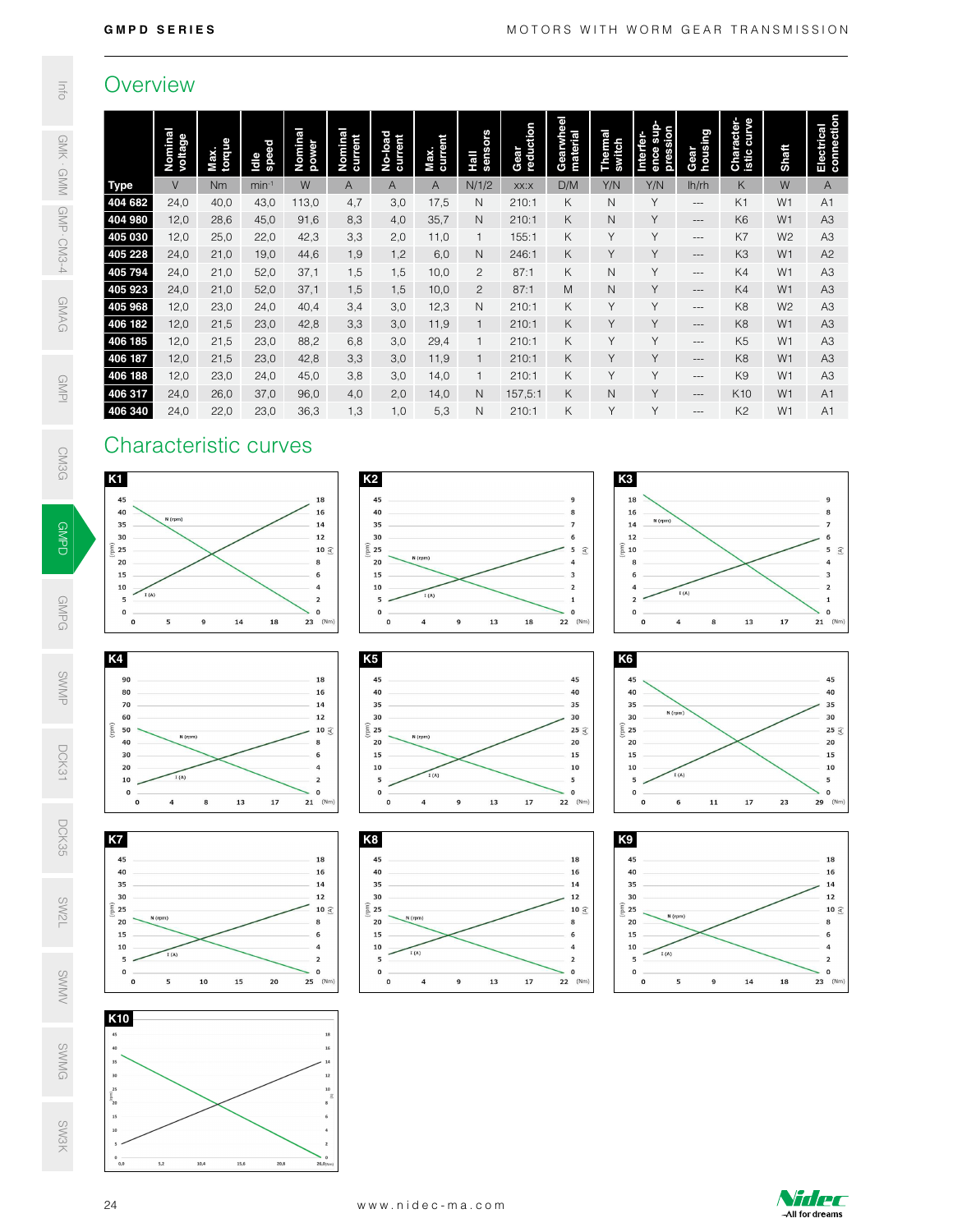## Overview

| Type | Nominal voltage | Max. torque | Idle speed | Nominal power | Nominal current | No-load current | Max. current | Hall sensors | Gear reduction | Gearwheel material | Thermal switch | Interference suppression | Gear housing | Characteristic curve | Shaft | Electrical connection |
|---|---|---|---|---|---|---|---|---|---|---|---|---|---|---|---|---|
| | V | Nm | $min^{-1}$ | W | A | A | A | N/1/2 | xx:x | D/M | Y/N | Y/N | lh/rh | K | W | A |
| 404 682 | 24,0 | 40,0 | 43,0 | 113,0 | 4,7 | 3,0 | 17,5 | N | 210:1 | K | N | Y | --- | K1 | W1 | A1 |
| 404 980 | 12,0 | 28,6 | 45,0 | 91,6 | 8,3 | 4,0 | 35,7 | N | 210:1 | K | N | Y | --- | K6 | W1 | A3 |
| 405 030 | 12,0 | 25,0 | 22,0 | 42,3 | 3,3 | 2,0 | 11,0 | 1 | 155:1 | K | Y | Y | --- | K7 | W2 | A3 |
| 405 228 | 24,0 | 21,0 | 19,0 | 44,6 | 1,9 | 1,2 | 6,0 | N | 246:1 | K | Y | Y | --- | K3 | W1 | A2 |
| 405 794 | 24,0 | 21,0 | 52,0 | 37,1 | 1,5 | 1,5 | 10,0 | 2 | 87:1 | K | N | Y | --- | K4 | W1 | A3 |
| 405 923 | 24,0 | 21,0 | 52,0 | 37,1 | 1,5 | 1,5 | 10,0 | 2 | 87:1 | M | N | Y | --- | K4 | W1 | A3 |
| 405 968 | 12,0 | 23,0 | 24,0 | 40,4 | 3,4 | 3,0 | 12,3 | N | 210:1 | K | Y | Y | --- | K8 | W2 | A3 |
| 406 182 | 12,0 | 21,5 | 23,0 | 42,8 | 3,3 | 3,0 | 11,9 | 1 | 210:1 | K | Y | Y | --- | K8 | W1 | A3 |
| 406 185 | 12,0 | 21,5 | 23,0 | 88,2 | 6,8 | 3,0 | 29,4 | 1 | 210:1 | K | Y | Y | --- | K5 | W1 | A3 |
| 406 187 | 12,0 | 21,5 | 23,0 | 42,8 | 3,3 | 3,0 | 11,9 | 1 | 210:1 | K | Y | Y | --- | K8 | W1 | A3 |
| 406 188 | 12,0 | 23,0 | 24,0 | 45,0 | 3,8 | 3,0 | 14,0 | 1 | 210:1 | K | Y | Y | --- | K9 | W1 | A3 |
| 406 317 | 24,0 | 26,0 | 37,0 | 96,0 | 4,0 | 2,0 | 14,0 | N | 157,5:1 | K | N | Y | --- | K10 | W1 | A1 |
| 406 340 | 24,0 | 22,0 | 23,0 | 36,3 | 1,3 | 1,0 | 5,3 | N | 210:1 | K | Y | Y | --- | K2 | W1 | A1 |

## Characteristic curves

K1

K2

K3

K4

K5

K6

K7

K8

K9

K10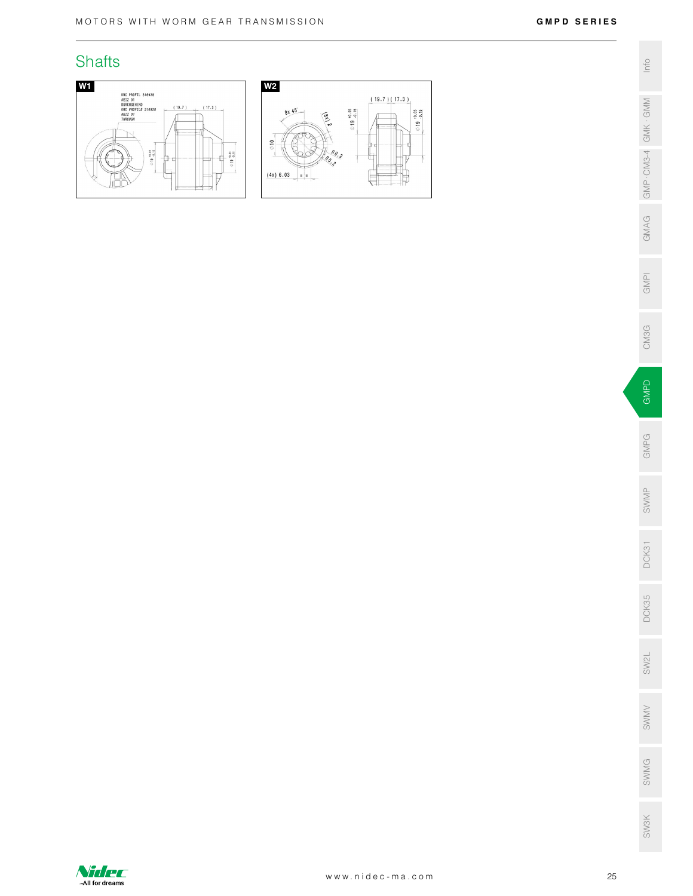## Shafts

**W1**

KRC PROFIL 316928
AEIZ 01
DURCHGEHEND
KRC PROFILE 316928
AEIZ 01
THROUGH

(19.7)
(17.3)

**W2**

8x 45°
(8x) 2
⌀19 +0.05 -0.15
(19.7) (17.3)
⌀19 +0.05 -0.15
⌀10
R0.2
R0.2
(4x) 6.03